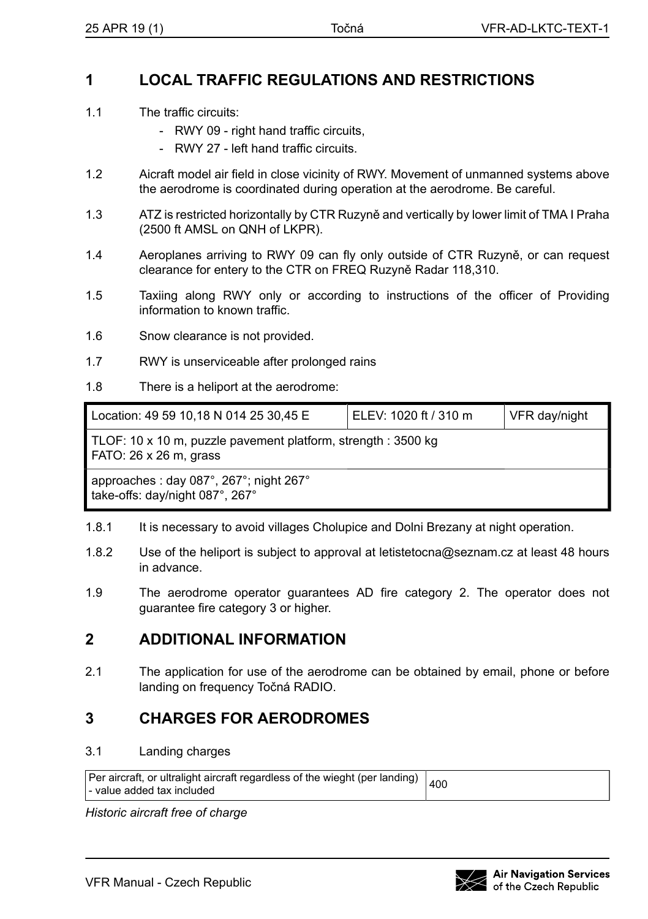## 1 LOCAL TRAFFIC REGULATIONS AND RESTRICTIONS

1.1 The traffic circuits:

- RWY 09 - right hand traffic circuits,
- RWY 27 - left hand traffic circuits.

1.2 Aicraft model air field in close vicinity of RWY. Movement of unmanned systems above the aerodrome is coordinated during operation at the aerodrome. Be careful.

1.3 ATZ is restricted horizontally by CTR Ruzyně and vertically by lower limit of TMA I Praha (2500 ft AMSL on QNH of LKPR).

1.4 Aeroplanes arriving to RWY 09 can fly only outside of CTR Ruzyně, or can request clearance for entery to the CTR on FREQ Ruzyně Radar 118,310.

1.5 Taxiing along RWY only or according to instructions of the officer of Providing information to known traffic.

1.6 Snow clearance is not provided.

1.7 RWY is unserviceable after prolonged rains

1.8 There is a heliport at the aerodrome:

| Location: 49 59 10,18 N 014 25 30,45 E | ELEV: 1020 ft / 310 m | VFR day/night |
|---|---|---|
| TLOF: 10 x 10 m, puzzle pavement platform, strength : 3500 kg<br>FATO: 26 x 26 m, grass | | |
| approaches : day 087°, 267°; night 267°<br>take-offs: day/night 087°, 267° | | |

1.8.1 It is necessary to avoid villages Cholupice and Dolni Brezany at night operation.

1.8.2 Use of the heliport is subject to approval at letistetocna@seznam.cz at least 48 hours in advance.

1.9 The aerodrome operator guarantees AD fire category 2. The operator does not guarantee fire category 3 or higher.

## 2 ADDITIONAL INFORMATION

2.1 The application for use of the aerodrome can be obtained by email, phone or before landing on frequency Točná RADIO.

## 3 CHARGES FOR AERODROMES

3.1 Landing charges

| Per aircraft, or ultralight aircraft regardless of the wieght (per landing) - value added tax included | 400 |
|---|---|

*Historic aircraft free of charge*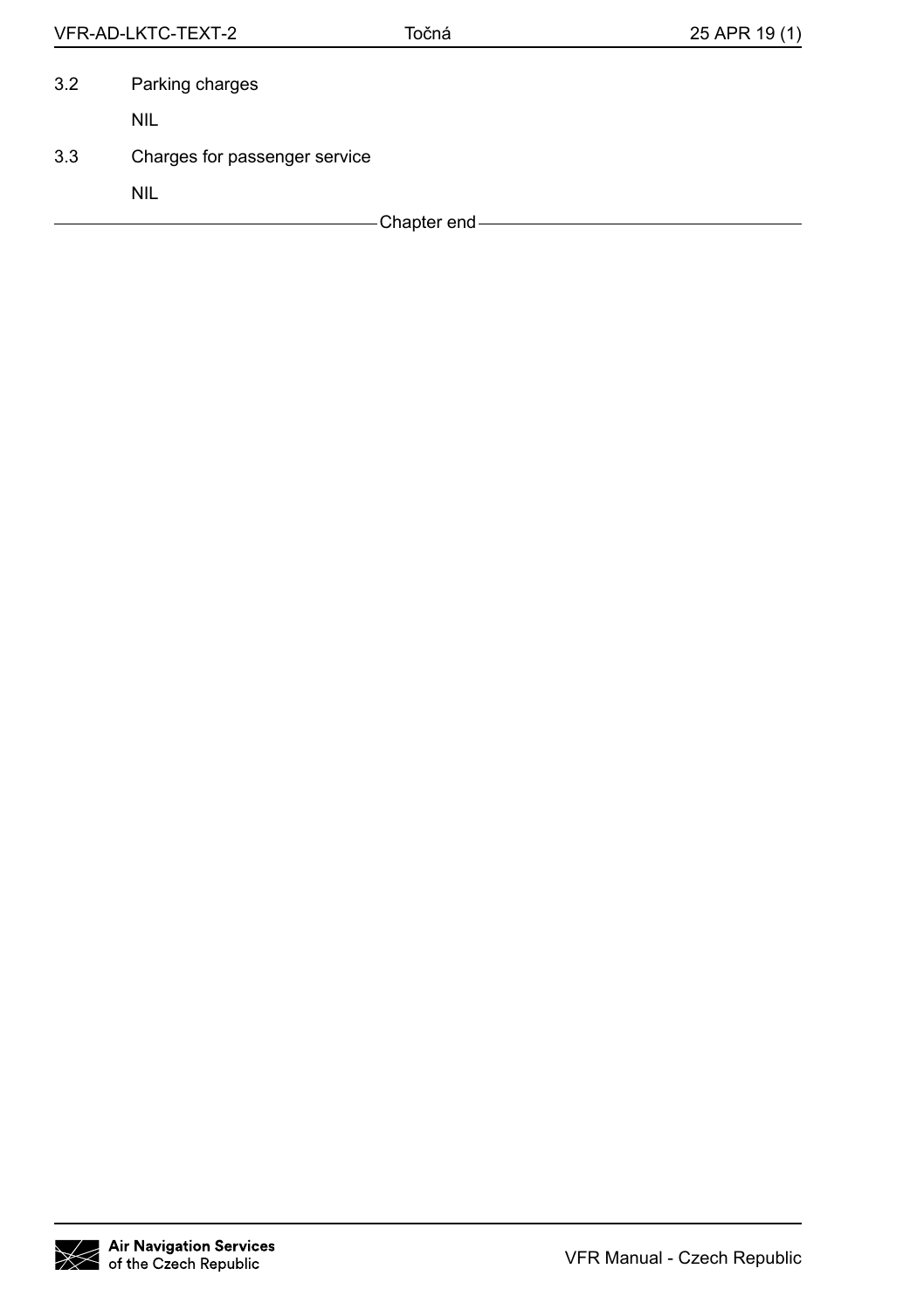3.2 Parking charges

NIL

3.3 Charges for passenger service

NIL

Chapter end